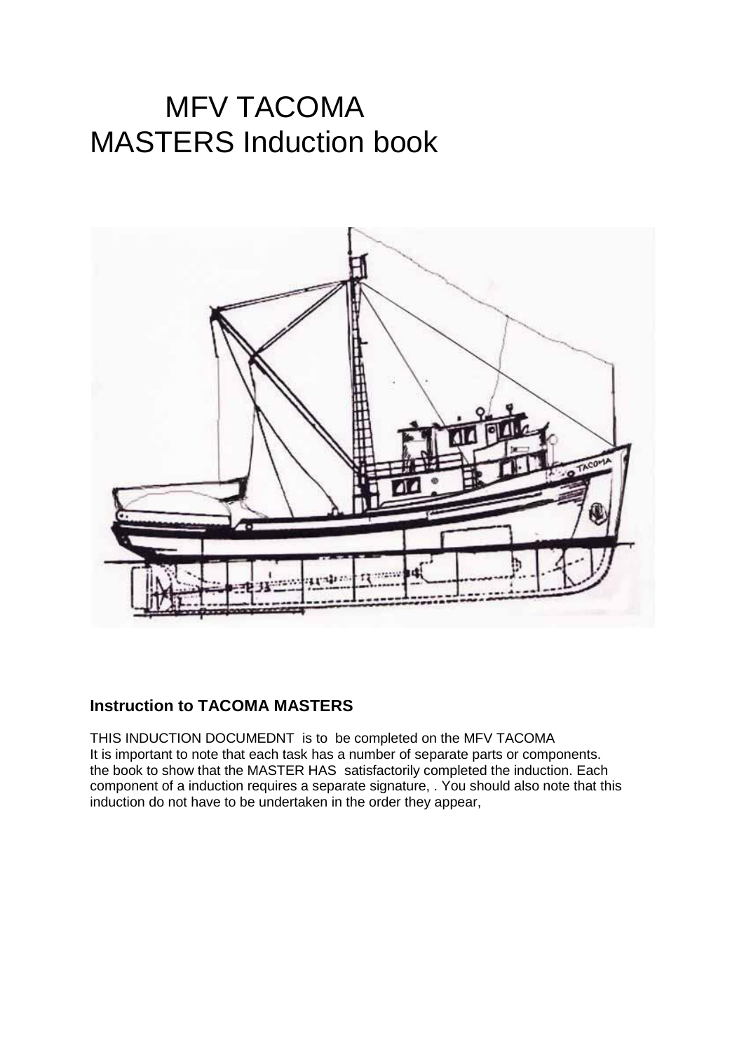# MFV TACOMA
# MASTERS Induction book

## Instruction to TACOMA MASTERS

THIS INDUCTION DOCUMEDNT is to be completed on the MFV TACOMA
It is important to note that each task has a number of separate parts or components.
the book to show that the MASTER HAS satisfactorily completed the induction. Each component of a induction requires a separate signature, . You should also note that this induction do not have to be undertaken in the order they appear,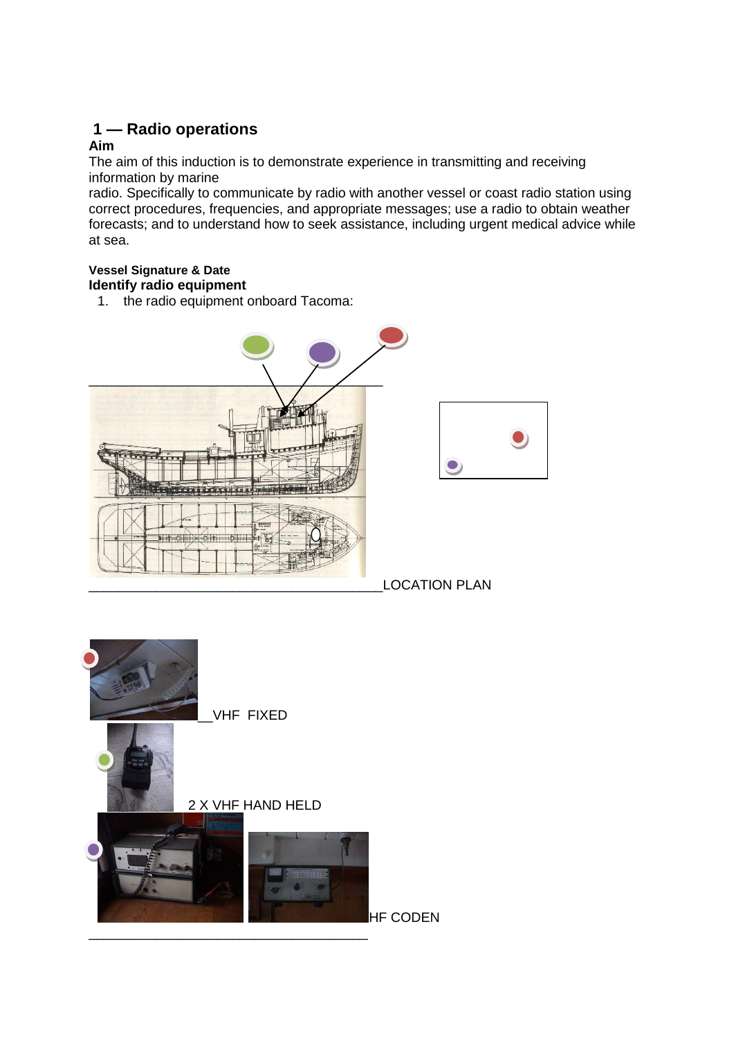## 1 — Radio operations

**Aim**

The aim of this induction is to demonstrate experience in transmitting and receiving information by marine radio. Specifically to communicate by radio with another vessel or coast radio station using correct procedures, frequencies, and appropriate messages; use a radio to obtain weather forecasts; and to understand how to seek assistance, including urgent medical advice while at sea.

**Vessel Signature & Date**

**Identify radio equipment**

1. the radio equipment onboard Tacoma:

LOCATION PLAN

VHF FIXED

2 X VHF HAND HELD

HF CODEN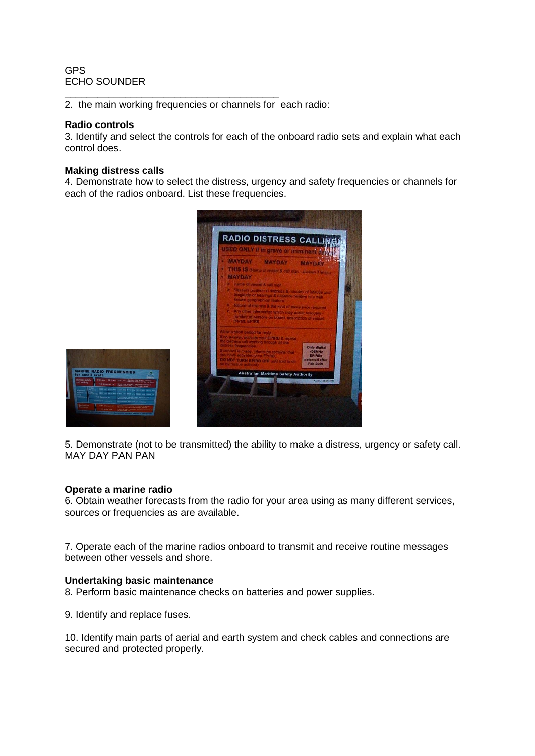GPS
ECHO SOUNDER

_______________________________________

2. the main working frequencies or channels for each radio:

**Radio controls**

3. Identify and select the controls for each of the onboard radio sets and explain what each control does.

**Making distress calls**

4. Demonstrate how to select the distress, urgency and safety frequencies or channels for each of the radios onboard. List these frequencies.

5. Demonstrate (not to be transmitted) the ability to make a distress, urgency or safety call.
MAY DAY PAN PAN

**Operate a marine radio**

6. Obtain weather forecasts from the radio for your area using as many different services, sources or frequencies as are available.

7. Operate each of the marine radios onboard to transmit and receive routine messages between other vessels and shore.

**Undertaking basic maintenance**

8. Perform basic maintenance checks on batteries and power supplies.

9. Identify and replace fuses.

10. Identify main parts of aerial and earth system and check cables and connections are secured and protected properly.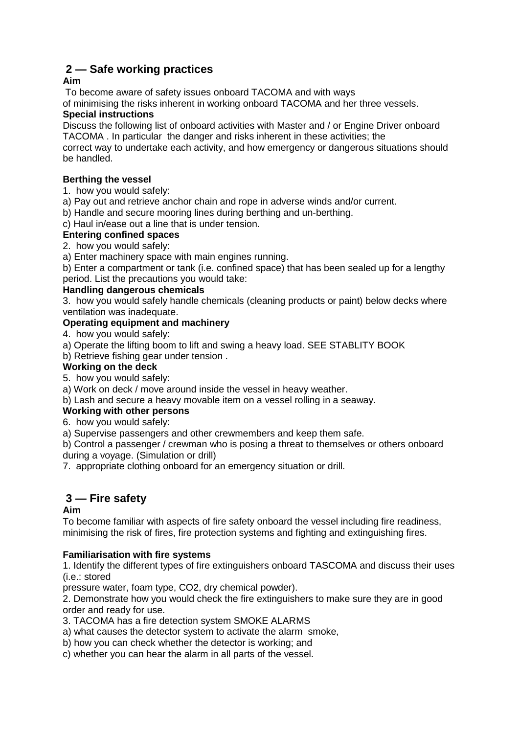## 2 — Safe working practices

**Aim**

To become aware of safety issues onboard TACOMA and with ways of minimising the risks inherent in working onboard TACOMA and her three vessels.

**Special instructions**

Discuss the following list of onboard activities with Master and / or Engine Driver onboard TACOMA . In particular the danger and risks inherent in these activities; the correct way to undertake each activity, and how emergency or dangerous situations should be handled.

**Berthing the vessel**

1. how you would safely:

a) Pay out and retrieve anchor chain and rope in adverse winds and/or current.

b) Handle and secure mooring lines during berthing and un-berthing.

c) Haul in/ease out a line that is under tension.

**Entering confined spaces**

2. how you would safely:

a) Enter machinery space with main engines running.

b) Enter a compartment or tank (i.e. confined space) that has been sealed up for a lengthy period. List the precautions you would take:

**Handling dangerous chemicals**

3. how you would safely handle chemicals (cleaning products or paint) below decks where ventilation was inadequate.

**Operating equipment and machinery**

4. how you would safely:

a) Operate the lifting boom to lift and swing a heavy load. SEE STABLITY BOOK

b) Retrieve fishing gear under tension .

**Working on the deck**

5. how you would safely:

a) Work on deck / move around inside the vessel in heavy weather.

b) Lash and secure a heavy movable item on a vessel rolling in a seaway.

**Working with other persons**

6. how you would safely:

a) Supervise passengers and other crewmembers and keep them safe.

b) Control a passenger / crewman who is posing a threat to themselves or others onboard during a voyage. (Simulation or drill)

7. appropriate clothing onboard for an emergency situation or drill.

## 3 — Fire safety

**Aim**

To become familiar with aspects of fire safety onboard the vessel including fire readiness, minimising the risk of fires, fire protection systems and fighting and extinguishing fires.

**Familiarisation with fire systems**

1. Identify the different types of fire extinguishers onboard TASCOMA and discuss their uses (i.e.: stored pressure water, foam type, CO2, dry chemical powder).

2. Demonstrate how you would check the fire extinguishers to make sure they are in good order and ready for use.

3. TACOMA has a fire detection system SMOKE ALARMS

a) what causes the detector system to activate the alarm smoke,

b) how you can check whether the detector is working; and

c) whether you can hear the alarm in all parts of the vessel.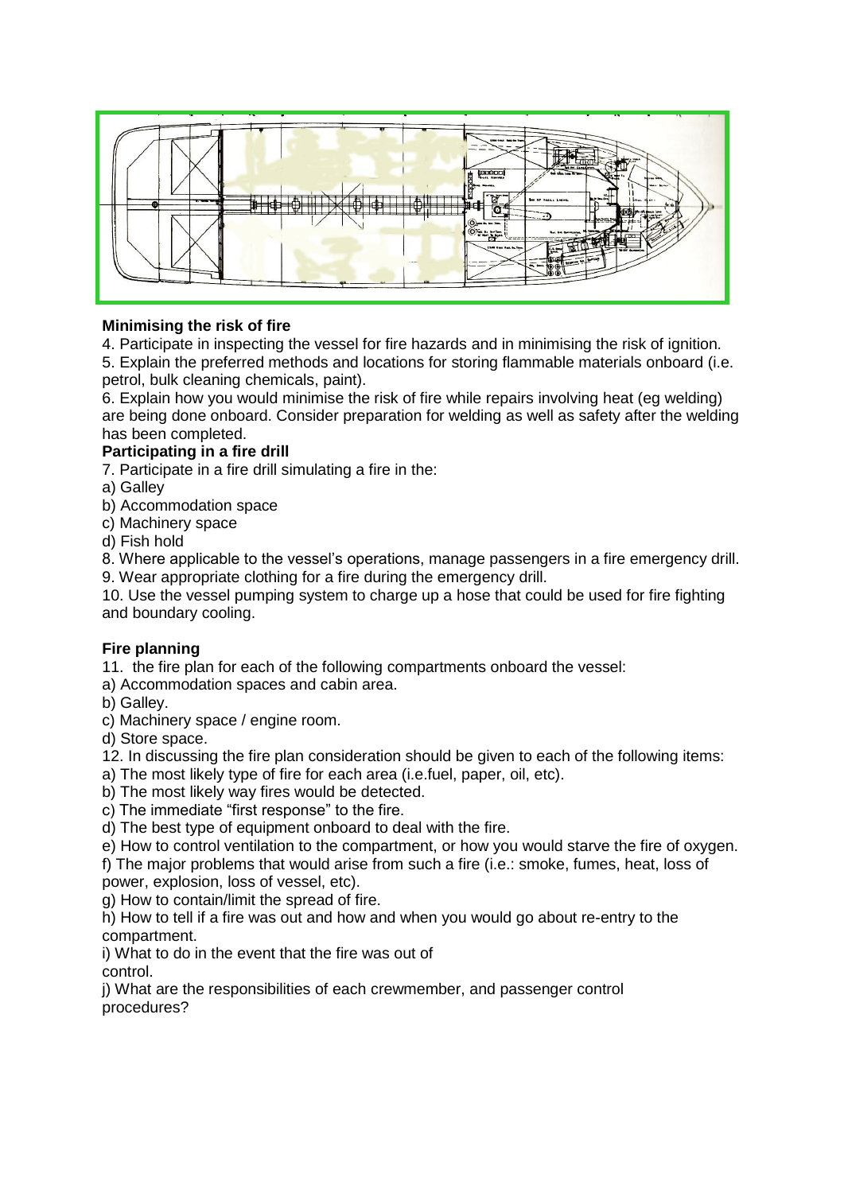## Minimising the risk of fire

4. Participate in inspecting the vessel for fire hazards and in minimising the risk of ignition.
5. Explain the preferred methods and locations for storing flammable materials onboard (i.e. petrol, bulk cleaning chemicals, paint).
6. Explain how you would minimise the risk of fire while repairs involving heat (eg welding) are being done onboard. Consider preparation for welding as well as safety after the welding has been completed.

## Participating in a fire drill

7. Participate in a fire drill simulating a fire in the:
a) Galley
b) Accommodation space
c) Machinery space
d) Fish hold
8. Where applicable to the vessel's operations, manage passengers in a fire emergency drill.
9. Wear appropriate clothing for a fire during the emergency drill.
10. Use the vessel pumping system to charge up a hose that could be used for fire fighting and boundary cooling.

## Fire planning

11. the fire plan for each of the following compartments onboard the vessel:
a) Accommodation spaces and cabin area.
b) Galley.
c) Machinery space / engine room.
d) Store space.
12. In discussing the fire plan consideration should be given to each of the following items:
a) The most likely type of fire for each area (i.e.fuel, paper, oil, etc).
b) The most likely way fires would be detected.
c) The immediate "first response" to the fire.
d) The best type of equipment onboard to deal with the fire.
e) How to control ventilation to the compartment, or how you would starve the fire of oxygen.
f) The major problems that would arise from such a fire (i.e.: smoke, fumes, heat, loss of power, explosion, loss of vessel, etc).
g) How to contain/limit the spread of fire.
h) How to tell if a fire was out and how and when you would go about re-entry to the compartment.
i) What to do in the event that the fire was out of control.
j) What are the responsibilities of each crewmember, and passenger control procedures?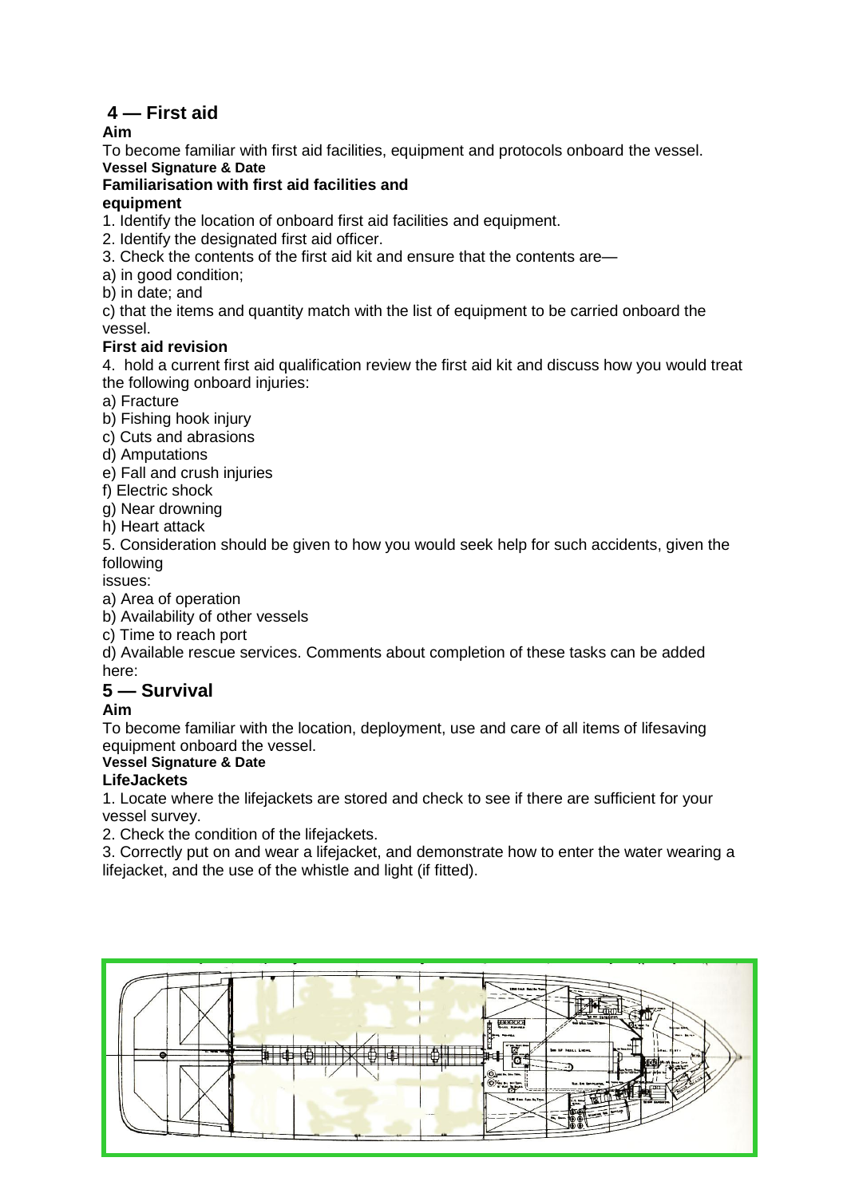## 4 — First aid

**Aim**

To become familiar with first aid facilities, equipment and protocols onboard the vessel.

**Vessel Signature & Date**

**Familiarisation with first aid facilities and equipment**

1. Identify the location of onboard first aid facilities and equipment.
2. Identify the designated first aid officer.
3. Check the contents of the first aid kit and ensure that the contents are—

a) in good condition;

b) in date; and

c) that the items and quantity match with the list of equipment to be carried onboard the vessel.

**First aid revision**

4. hold a current first aid qualification review the first aid kit and discuss how you would treat the following onboard injuries:

a) Fracture

b) Fishing hook injury

c) Cuts and abrasions

d) Amputations

e) Fall and crush injuries

f) Electric shock

g) Near drowning

h) Heart attack

5. Consideration should be given to how you would seek help for such accidents, given the following issues:

a) Area of operation

b) Availability of other vessels

c) Time to reach port

d) Available rescue services. Comments about completion of these tasks can be added here:

## 5 — Survival

**Aim**

To become familiar with the location, deployment, use and care of all items of lifesaving equipment onboard the vessel.

**Vessel Signature & Date**

**LifeJackets**

1. Locate where the lifejackets are stored and check to see if there are sufficient for your vessel survey.
2. Check the condition of the lifejackets.
3. Correctly put on and wear a lifejacket, and demonstrate how to enter the water wearing a lifejacket, and the use of the whistle and light (if fitted).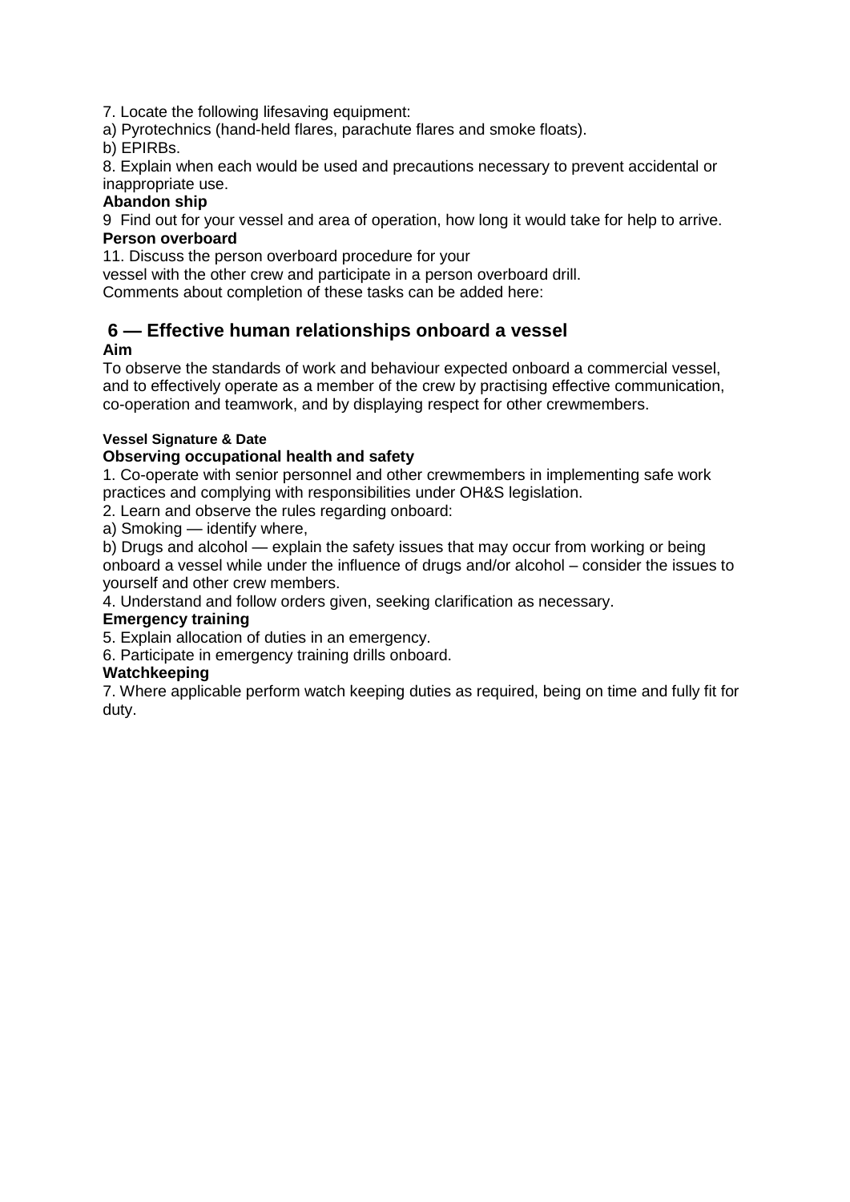7. Locate the following lifesaving equipment:

a) Pyrotechnics (hand-held flares, parachute flares and smoke floats).

b) EPIRBs.

8. Explain when each would be used and precautions necessary to prevent accidental or inappropriate use.

**Abandon ship**

9 Find out for your vessel and area of operation, how long it would take for help to arrive.

**Person overboard**

11. Discuss the person overboard procedure for your vessel with the other crew and participate in a person overboard drill.

Comments about completion of these tasks can be added here:

## 6 — Effective human relationships onboard a vessel

**Aim**

To observe the standards of work and behaviour expected onboard a commercial vessel, and to effectively operate as a member of the crew by practising effective communication, co-operation and teamwork, and by displaying respect for other crewmembers.

**Vessel Signature & Date**

**Observing occupational health and safety**

1. Co-operate with senior personnel and other crewmembers in implementing safe work practices and complying with responsibilities under OH&S legislation.

2. Learn and observe the rules regarding onboard:

a) Smoking — identify where,

b) Drugs and alcohol — explain the safety issues that may occur from working or being onboard a vessel while under the influence of drugs and/or alcohol – consider the issues to yourself and other crew members.

4. Understand and follow orders given, seeking clarification as necessary.

**Emergency training**

5. Explain allocation of duties in an emergency.

6. Participate in emergency training drills onboard.

**Watchkeeping**

7. Where applicable perform watch keeping duties as required, being on time and fully fit for duty.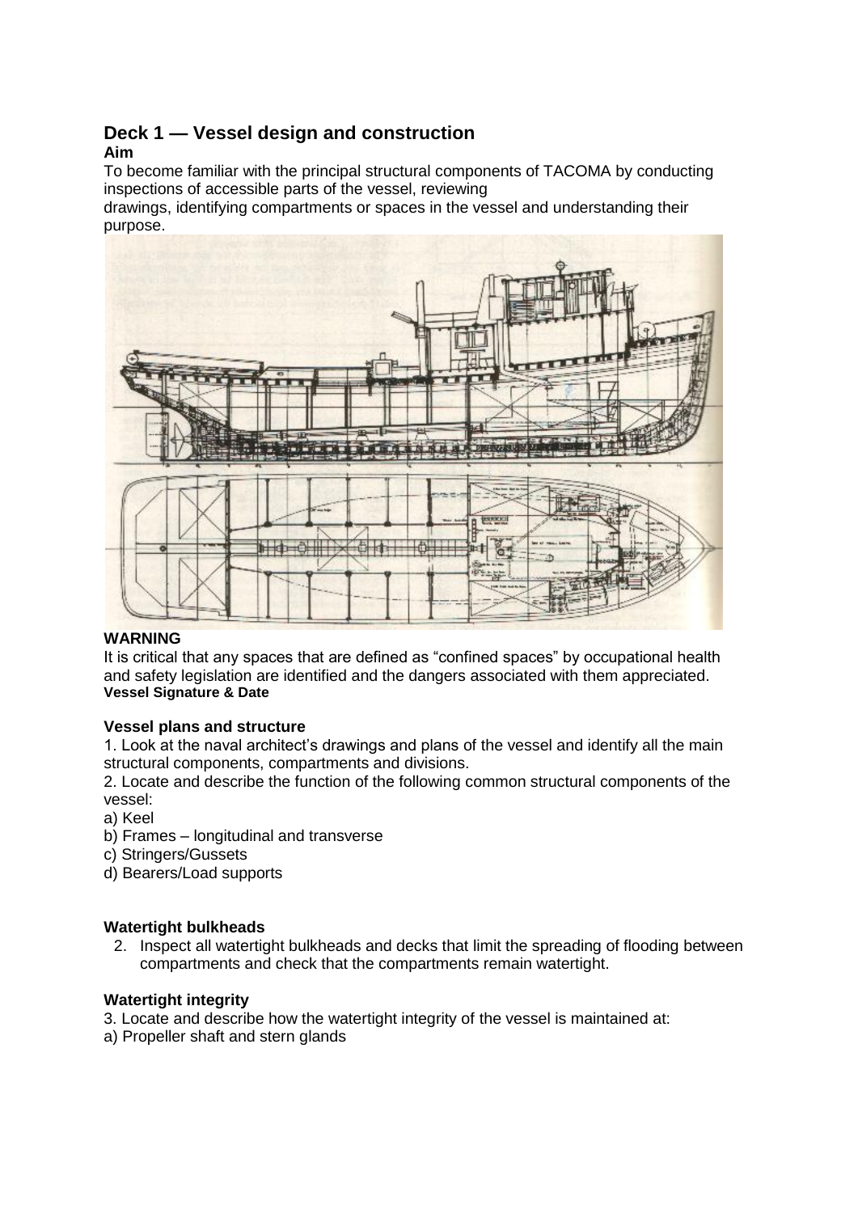# Deck 1 — Vessel design and construction

**Aim**

To become familiar with the principal structural components of TACOMA by conducting inspections of accessible parts of the vessel, reviewing drawings, identifying compartments or spaces in the vessel and understanding their purpose.

**WARNING**

It is critical that any spaces that are defined as “confined spaces” by occupational health and safety legislation are identified and the dangers associated with them appreciated.

**Vessel Signature & Date**

**Vessel plans and structure**

1. Look at the naval architect’s drawings and plans of the vessel and identify all the main structural components, compartments and divisions.

2. Locate and describe the function of the following common structural components of the vessel:

a) Keel

b) Frames – longitudinal and transverse

c) Stringers/Gussets

d) Bearers/Load supports

**Watertight bulkheads**

2. Inspect all watertight bulkheads and decks that limit the spreading of flooding between compartments and check that the compartments remain watertight.

**Watertight integrity**

3. Locate and describe how the watertight integrity of the vessel is maintained at:

a) Propeller shaft and stern glands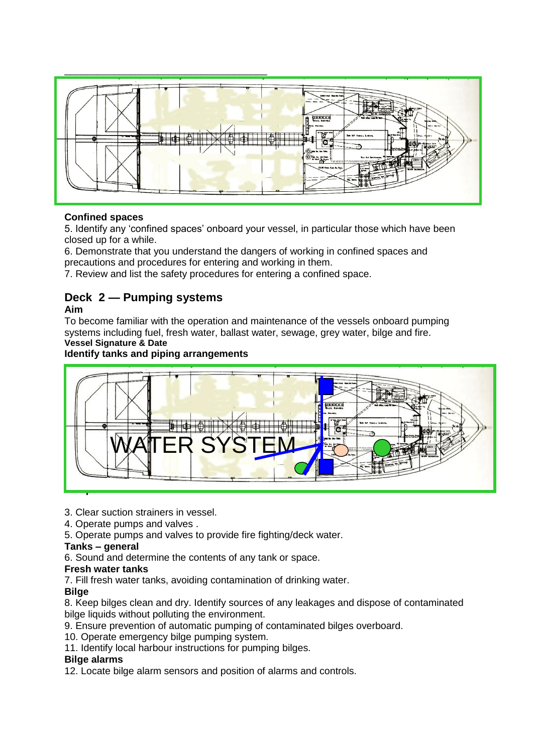**Confined spaces**

5. Identify any 'confined spaces' onboard your vessel, in particular those which have been closed up for a while.
6. Demonstrate that you understand the dangers of working in confined spaces and precautions and procedures for entering and working in them.
7. Review and list the safety procedures for entering a confined space.

## Deck 2 — Pumping systems

**Aim**

To become familiar with the operation and maintenance of the vessels onboard pumping systems including fuel, fresh water, ballast water, sewage, grey water, bilge and fire.

**Vessel Signature & Date**

**Identify tanks and piping arrangements**

WATER SYSTEM

3. Clear suction strainers in vessel.
4. Operate pumps and valves .
5. Operate pumps and valves to provide fire fighting/deck water.

**Tanks – general**

6. Sound and determine the contents of any tank or space.

**Fresh water tanks**

7. Fill fresh water tanks, avoiding contamination of drinking water.

**Bilge**

8. Keep bilges clean and dry. Identify sources of any leakages and dispose of contaminated bilge liquids without polluting the environment.
9. Ensure prevention of automatic pumping of contaminated bilges overboard.
10. Operate emergency bilge pumping system.
11. Identify local harbour instructions for pumping bilges.

**Bilge alarms**

12. Locate bilge alarm sensors and position of alarms and controls.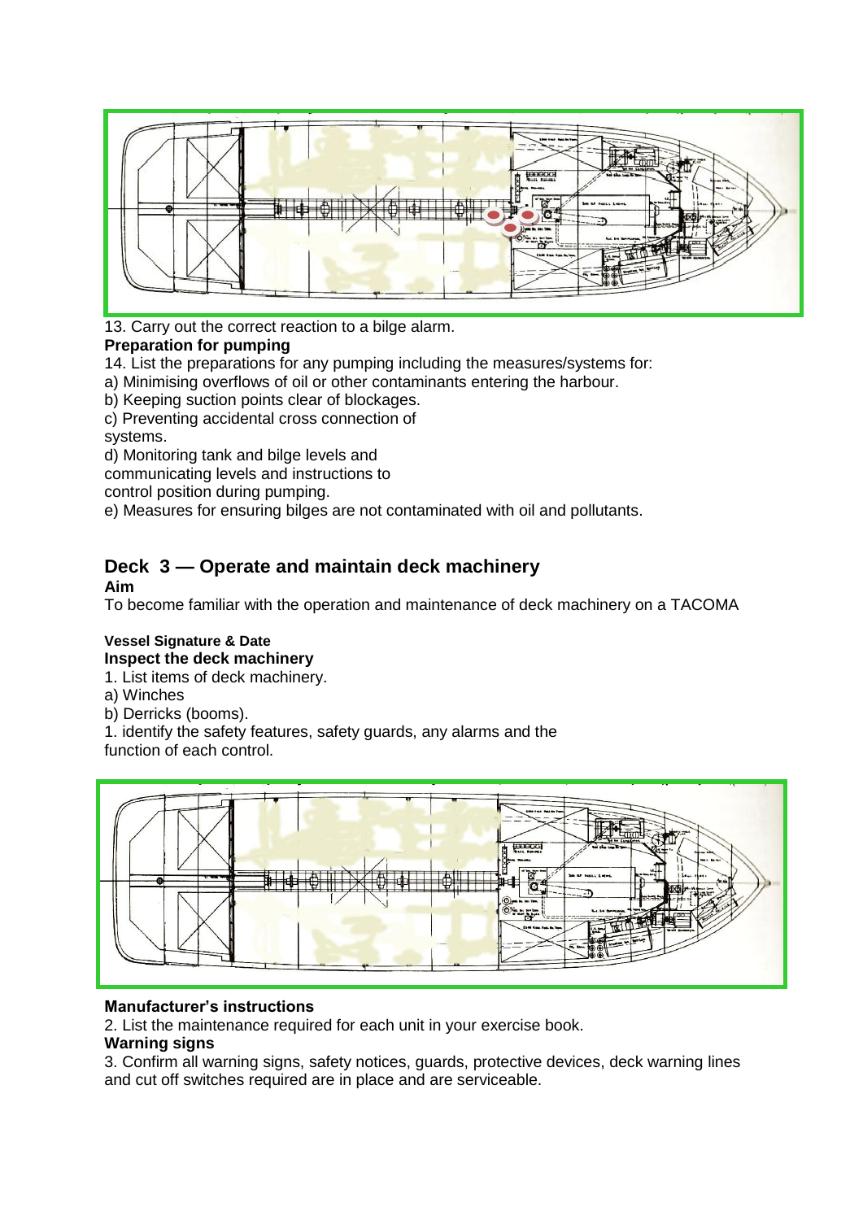13. Carry out the correct reaction to a bilge alarm.

**Preparation for pumping**

14. List the preparations for any pumping including the measures/systems for:

a) Minimising overflows of oil or other contaminants entering the harbour.

b) Keeping suction points clear of blockages.

c) Preventing accidental cross connection of systems.

d) Monitoring tank and bilge levels and communicating levels and instructions to control position during pumping.

e) Measures for ensuring bilges are not contaminated with oil and pollutants.

## Deck 3 — Operate and maintain deck machinery

**Aim**

To become familiar with the operation and maintenance of deck machinery on a TACOMA

**Vessel Signature & Date**

**Inspect the deck machinery**

1. List items of deck machinery.

a) Winches

b) Derricks (booms).

1. identify the safety features, safety guards, any alarms and the function of each control.

**Manufacturer's instructions**

2. List the maintenance required for each unit in your exercise book.

**Warning signs**

3. Confirm all warning signs, safety notices, guards, protective devices, deck warning lines and cut off switches required are in place and are serviceable.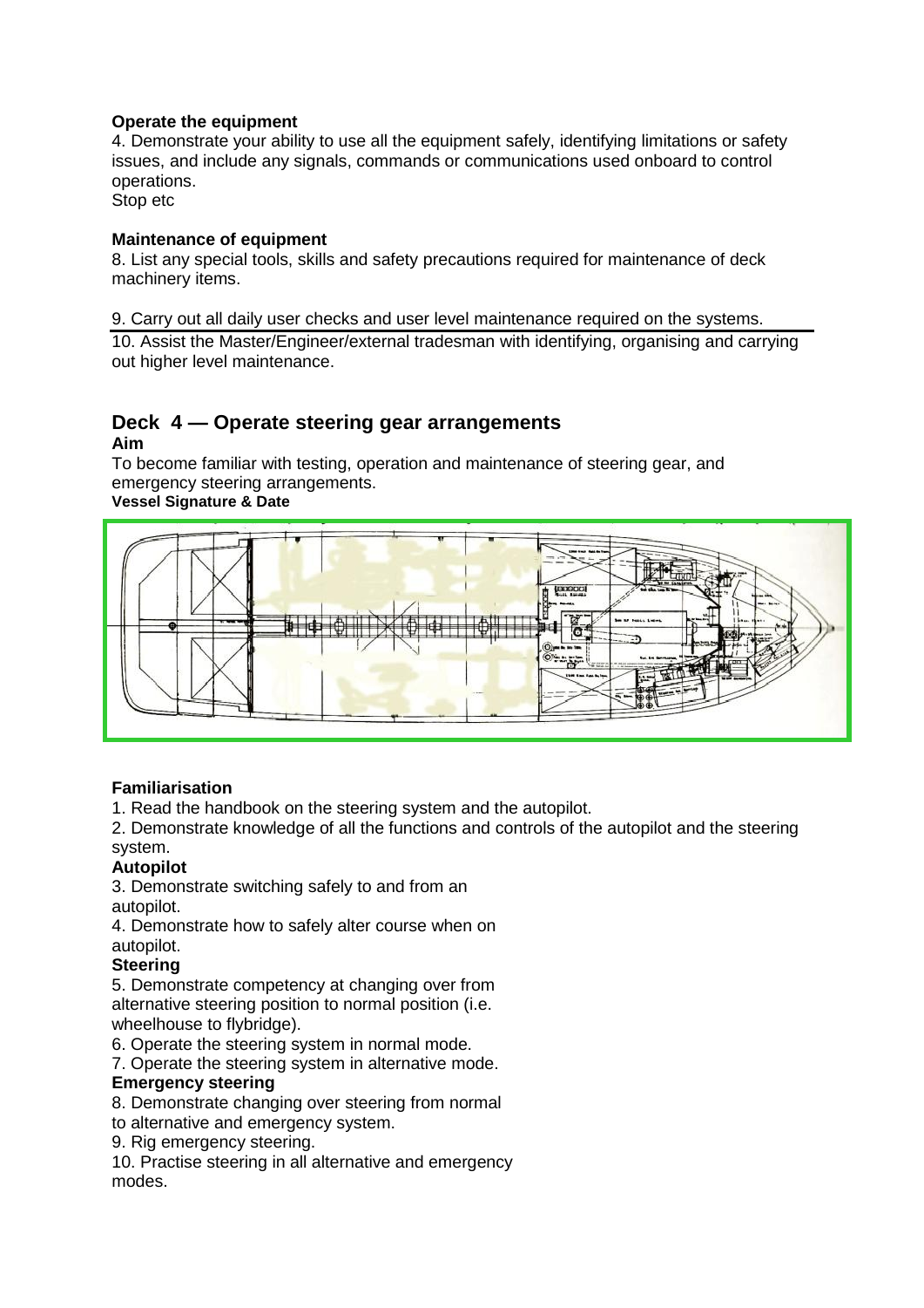**Operate the equipment**

4. Demonstrate your ability to use all the equipment safely, identifying limitations or safety issues, and include any signals, commands or communications used onboard to control operations.
Stop etc

**Maintenance of equipment**

8. List any special tools, skills and safety precautions required for maintenance of deck machinery items.

9. Carry out all daily user checks and user level maintenance required on the systems.

10. Assist the Master/Engineer/external tradesman with identifying, organising and carrying out higher level maintenance.

## Deck 4 — Operate steering gear arrangements

**Aim**

To become familiar with testing, operation and maintenance of steering gear, and emergency steering arrangements.

**Vessel Signature & Date**

**Familiarisation**

1. Read the handbook on the steering system and the autopilot.
2. Demonstrate knowledge of all the functions and controls of the autopilot and the steering system.

**Autopilot**

3. Demonstrate switching safely to and from an autopilot.
4. Demonstrate how to safely alter course when on autopilot.

**Steering**

5. Demonstrate competency at changing over from alternative steering position to normal position (i.e. wheelhouse to flybridge).
6. Operate the steering system in normal mode.
7. Operate the steering system in alternative mode.

**Emergency steering**

8. Demonstrate changing over steering from normal to alternative and emergency system.
9. Rig emergency steering.
10. Practise steering in all alternative and emergency modes.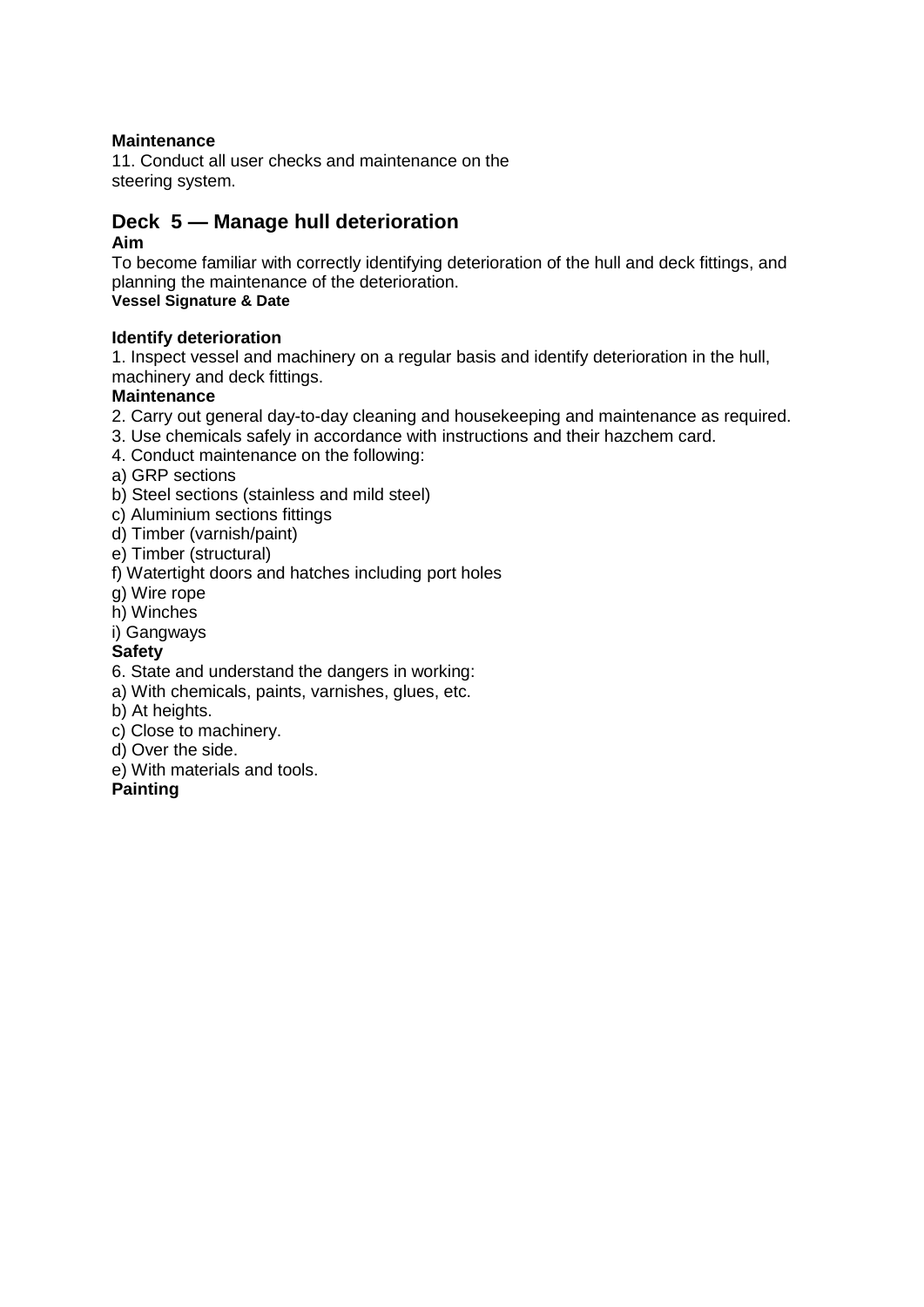**Maintenance**

11. Conduct all user checks and maintenance on the steering system.

## Deck 5 — Manage hull deterioration

**Aim**

To become familiar with correctly identifying deterioration of the hull and deck fittings, and planning the maintenance of the deterioration.

**Vessel Signature & Date**

**Identify deterioration**

1. Inspect vessel and machinery on a regular basis and identify deterioration in the hull, machinery and deck fittings.

**Maintenance**

2. Carry out general day-to-day cleaning and housekeeping and maintenance as required.
3. Use chemicals safely in accordance with instructions and their hazchem card.
4. Conduct maintenance on the following:

a) GRP sections
b) Steel sections (stainless and mild steel)
c) Aluminium sections fittings
d) Timber (varnish/paint)
e) Timber (structural)
f) Watertight doors and hatches including port holes
g) Wire rope
h) Winches
i) Gangways

**Safety**

6. State and understand the dangers in working:

a) With chemicals, paints, varnishes, glues, etc.
b) At heights.
c) Close to machinery.
d) Over the side.
e) With materials and tools.

**Painting**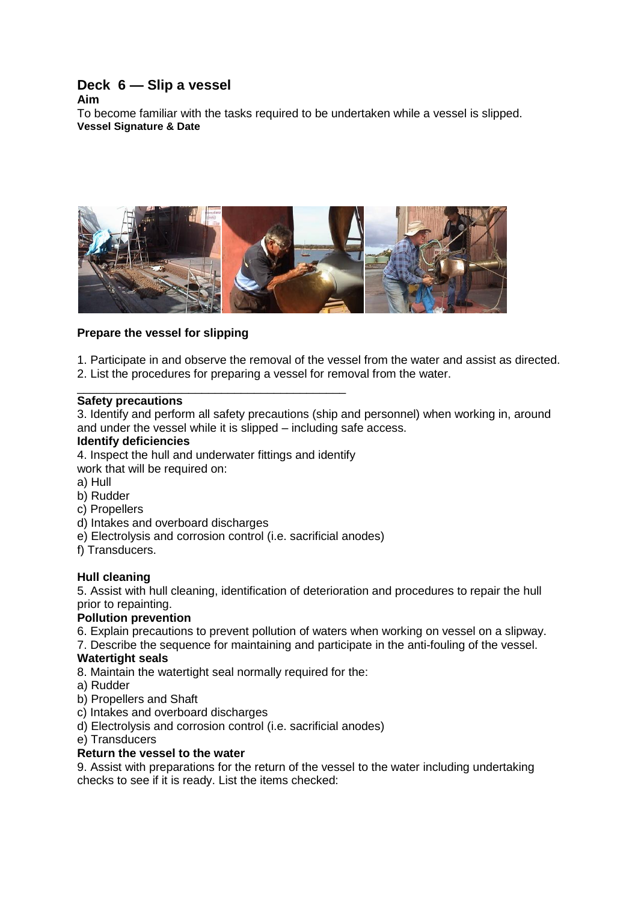## Deck 6 — Slip a vessel

**Aim**

To become familiar with the tasks required to be undertaken while a vessel is slipped.

**Vessel Signature & Date**

**Prepare the vessel for slipping**

1. Participate in and observe the removal of the vessel from the water and assist as directed.
2. List the procedures for preparing a vessel for removal from the water.

____________________________________________

**Safety precautions**

3. Identify and perform all safety precautions (ship and personnel) when working in, around and under the vessel while it is slipped – including safe access.

**Identify deficiencies**

4. Inspect the hull and underwater fittings and identify work that will be required on:

a) Hull
b) Rudder
c) Propellers
d) Intakes and overboard discharges
e) Electrolysis and corrosion control (i.e. sacrificial anodes)
f) Transducers.

**Hull cleaning**

5. Assist with hull cleaning, identification of deterioration and procedures to repair the hull prior to repainting.

**Pollution prevention**

6. Explain precautions to prevent pollution of waters when working on vessel on a slipway.
7. Describe the sequence for maintaining and participate in the anti-fouling of the vessel.

**Watertight seals**

8. Maintain the watertight seal normally required for the:

a) Rudder
b) Propellers and Shaft
c) Intakes and overboard discharges
d) Electrolysis and corrosion control (i.e. sacrificial anodes)
e) Transducers

**Return the vessel to the water**

9. Assist with preparations for the return of the vessel to the water including undertaking checks to see if it is ready. List the items checked: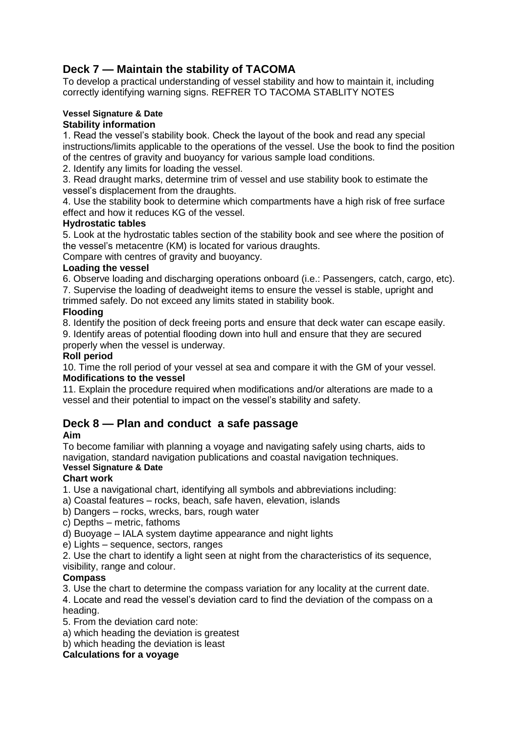## Deck 7 — Maintain the stability of TACOMA

To develop a practical understanding of vessel stability and how to maintain it, including correctly identifying warning signs. REFRER TO TACOMA STABLITY NOTES

**Vessel Signature & Date**

**Stability information**

1. Read the vessel's stability book. Check the layout of the book and read any special instructions/limits applicable to the operations of the vessel. Use the book to find the position of the centres of gravity and buoyancy for various sample load conditions.
2. Identify any limits for loading the vessel.
3. Read draught marks, determine trim of vessel and use stability book to estimate the vessel's displacement from the draughts.
4. Use the stability book to determine which compartments have a high risk of free surface effect and how it reduces KG of the vessel.

**Hydrostatic tables**

5. Look at the hydrostatic tables section of the stability book and see where the position of the vessel's metacentre (KM) is located for various draughts.
Compare with centres of gravity and buoyancy.

**Loading the vessel**

6. Observe loading and discharging operations onboard (i.e.: Passengers, catch, cargo, etc).
7. Supervise the loading of deadweight items to ensure the vessel is stable, upright and trimmed safely. Do not exceed any limits stated in stability book.

**Flooding**

8. Identify the position of deck freeing ports and ensure that deck water can escape easily.
9. Identify areas of potential flooding down into hull and ensure that they are secured properly when the vessel is underway.

**Roll period**

10. Time the roll period of your vessel at sea and compare it with the GM of your vessel.

**Modifications to the vessel**

11. Explain the procedure required when modifications and/or alterations are made to a vessel and their potential to impact on the vessel's stability and safety.

## Deck 8 — Plan and conduct a safe passage

**Aim**

To become familiar with planning a voyage and navigating safely using charts, aids to navigation, standard navigation publications and coastal navigation techniques.

**Vessel Signature & Date**

**Chart work**

1. Use a navigational chart, identifying all symbols and abbreviations including:
   a) Coastal features – rocks, beach, safe haven, elevation, islands
   b) Dangers – rocks, wrecks, bars, rough water
   c) Depths – metric, fathoms
   d) Buoyage – IALA system daytime appearance and night lights
   e) Lights – sequence, sectors, ranges
2. Use the chart to identify a light seen at night from the characteristics of its sequence, visibility, range and colour.

**Compass**

3. Use the chart to determine the compass variation for any locality at the current date.
4. Locate and read the vessel's deviation card to find the deviation of the compass on a heading.
5. From the deviation card note:
   a) which heading the deviation is greatest
   b) which heading the deviation is least

**Calculations for a voyage**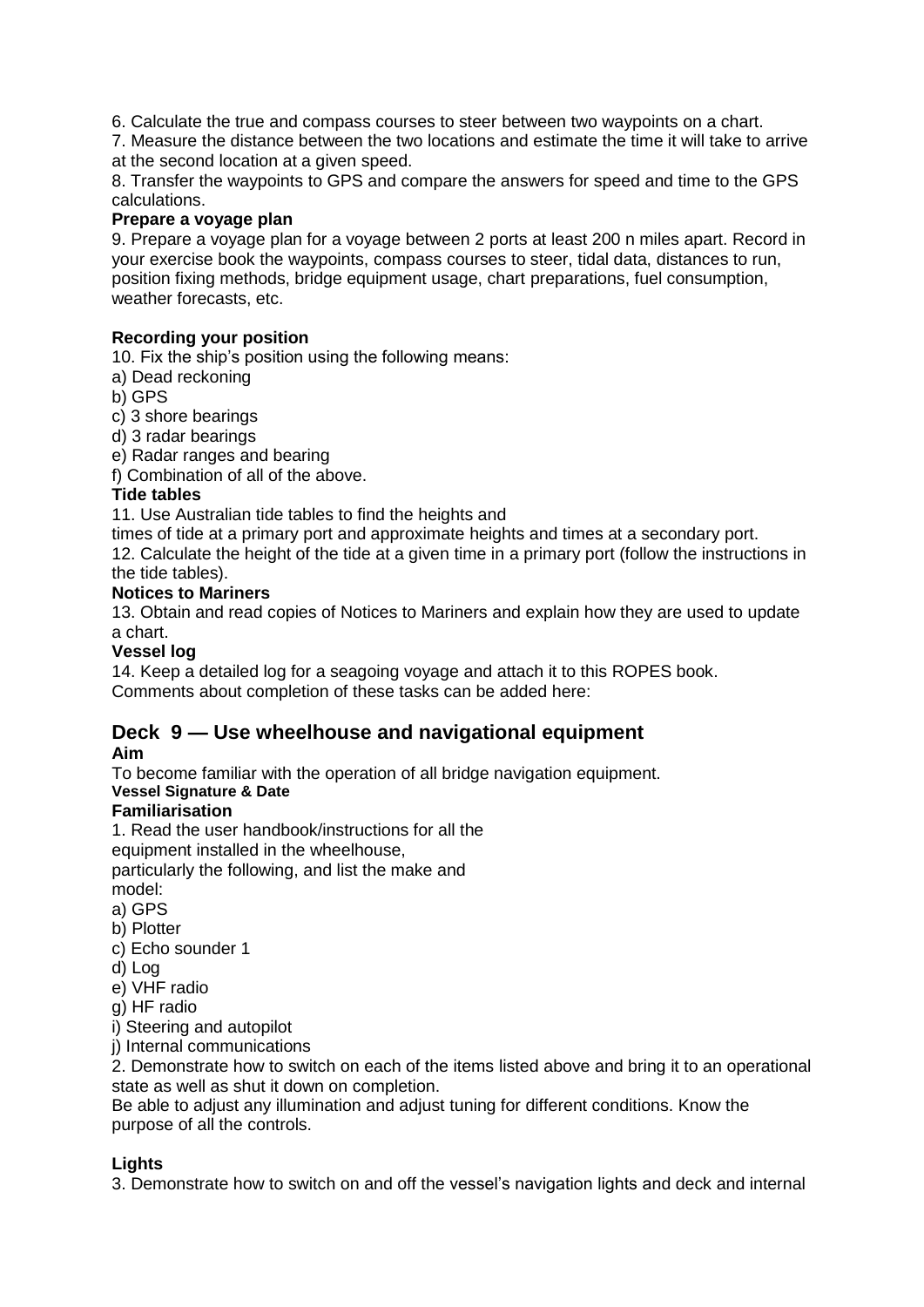6. Calculate the true and compass courses to steer between two waypoints on a chart.

7. Measure the distance between the two locations and estimate the time it will take to arrive at the second location at a given speed.

8. Transfer the waypoints to GPS and compare the answers for speed and time to the GPS calculations.

**Prepare a voyage plan**

9. Prepare a voyage plan for a voyage between 2 ports at least 200 n miles apart. Record in your exercise book the waypoints, compass courses to steer, tidal data, distances to run, position fixing methods, bridge equipment usage, chart preparations, fuel consumption, weather forecasts, etc.

**Recording your position**

10. Fix the ship's position using the following means:

a) Dead reckoning
b) GPS
c) 3 shore bearings
d) 3 radar bearings
e) Radar ranges and bearing
f) Combination of all of the above.

**Tide tables**

11. Use Australian tide tables to find the heights and times of tide at a primary port and approximate heights and times at a secondary port.

12. Calculate the height of the tide at a given time in a primary port (follow the instructions in the tide tables).

**Notices to Mariners**

13. Obtain and read copies of Notices to Mariners and explain how they are used to update a chart.

**Vessel log**

14. Keep a detailed log for a seagoing voyage and attach it to this ROPES book.

Comments about completion of these tasks can be added here:

## Deck 9 — Use wheelhouse and navigational equipment

**Aim**

To become familiar with the operation of all bridge navigation equipment.

**Vessel Signature & Date**

**Familiarisation**

1. Read the user handbook/instructions for all the equipment installed in the wheelhouse, particularly the following, and list the make and model:

a) GPS
b) Plotter
c) Echo sounder 1
d) Log
e) VHF radio
g) HF radio
i) Steering and autopilot
j) Internal communications

2. Demonstrate how to switch on each of the items listed above and bring it to an operational state as well as shut it down on completion.

Be able to adjust any illumination and adjust tuning for different conditions. Know the purpose of all the controls.

**Lights**

3. Demonstrate how to switch on and off the vessel's navigation lights and deck and internal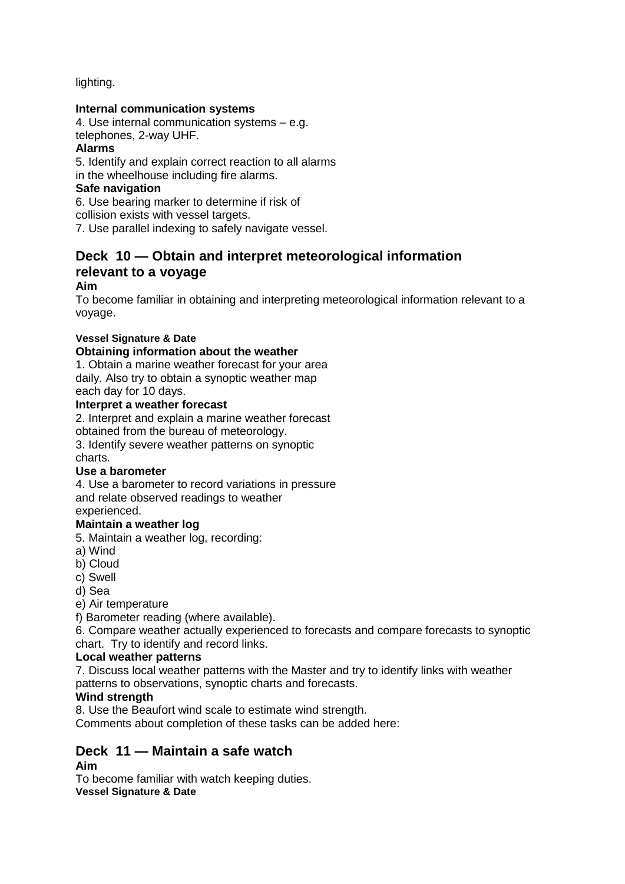lighting.

**Internal communication systems**

4. Use internal communication systems – e.g. telephones, 2-way UHF.

**Alarms**

5. Identify and explain correct reaction to all alarms in the wheelhouse including fire alarms.

**Safe navigation**

6. Use bearing marker to determine if risk of collision exists with vessel targets.
7. Use parallel indexing to safely navigate vessel.

## Deck 10 — Obtain and interpret meteorological information relevant to a voyage

**Aim**

To become familiar in obtaining and interpreting meteorological information relevant to a voyage.

**Vessel Signature & Date**

**Obtaining information about the weather**

1. Obtain a marine weather forecast for your area daily. Also try to obtain a synoptic weather map each day for 10 days.

**Interpret a weather forecast**

2. Interpret and explain a marine weather forecast obtained from the bureau of meteorology.
3. Identify severe weather patterns on synoptic charts.

**Use a barometer**

4. Use a barometer to record variations in pressure and relate observed readings to weather experienced.

**Maintain a weather log**

5. Maintain a weather log, recording:

a) Wind
b) Cloud
c) Swell
d) Sea
e) Air temperature
f) Barometer reading (where available).

6. Compare weather actually experienced to forecasts and compare forecasts to synoptic chart. Try to identify and record links.

**Local weather patterns**

7. Discuss local weather patterns with the Master and try to identify links with weather patterns to observations, synoptic charts and forecasts.

**Wind strength**

8. Use the Beaufort wind scale to estimate wind strength.

Comments about completion of these tasks can be added here:

## Deck 11 — Maintain a safe watch

**Aim**

To become familiar with watch keeping duties.

**Vessel Signature & Date**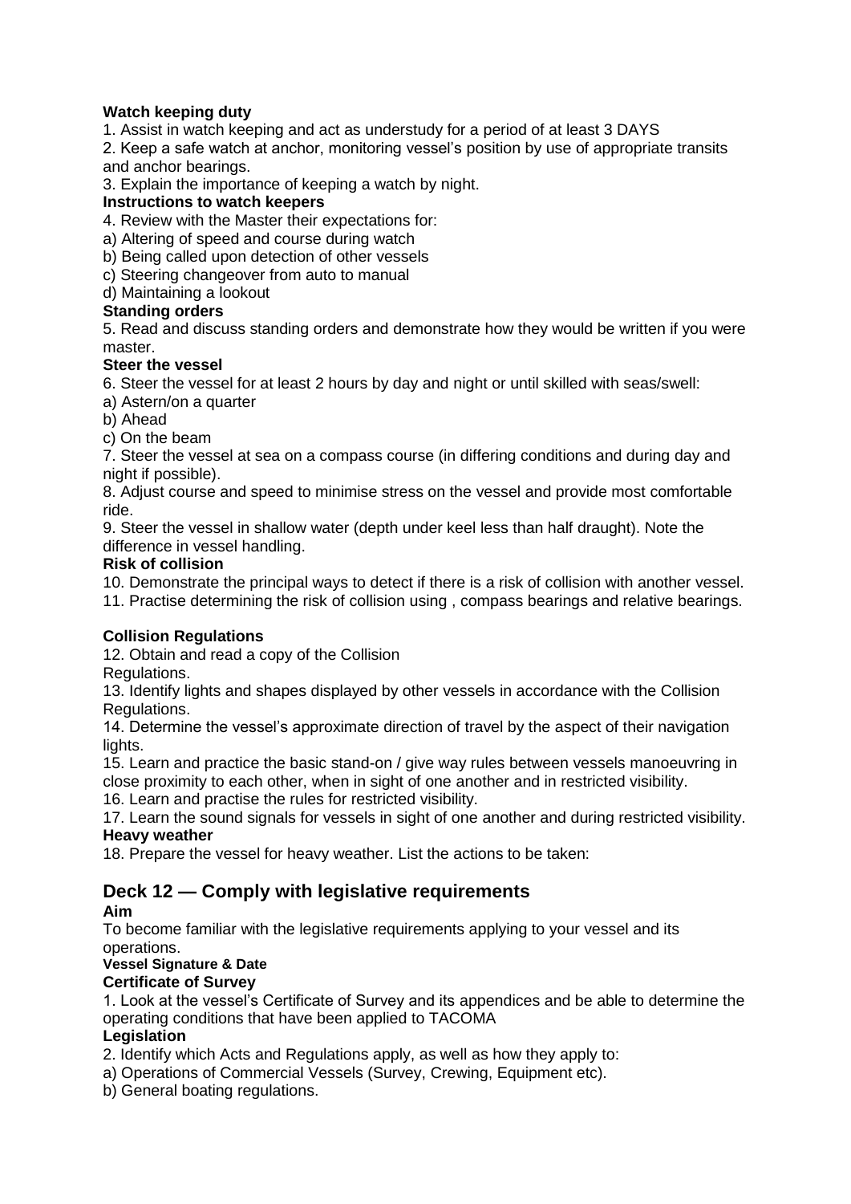**Watch keeping duty**

1. Assist in watch keeping and act as understudy for a period of at least 3 DAYS
2. Keep a safe watch at anchor, monitoring vessel's position by use of appropriate transits and anchor bearings.
3. Explain the importance of keeping a watch by night.

**Instructions to watch keepers**

4. Review with the Master their expectations for:
a) Altering of speed and course during watch
b) Being called upon detection of other vessels
c) Steering changeover from auto to manual
d) Maintaining a lookout

**Standing orders**

5. Read and discuss standing orders and demonstrate how they would be written if you were master.

**Steer the vessel**

6. Steer the vessel for at least 2 hours by day and night or until skilled with seas/swell:
a) Astern/on a quarter
b) Ahead
c) On the beam
7. Steer the vessel at sea on a compass course (in differing conditions and during day and night if possible).
8. Adjust course and speed to minimise stress on the vessel and provide most comfortable ride.
9. Steer the vessel in shallow water (depth under keel less than half draught). Note the difference in vessel handling.

**Risk of collision**

10. Demonstrate the principal ways to detect if there is a risk of collision with another vessel.
11. Practise determining the risk of collision using , compass bearings and relative bearings.

**Collision Regulations**

12. Obtain and read a copy of the Collision Regulations.
13. Identify lights and shapes displayed by other vessels in accordance with the Collision Regulations.
14. Determine the vessel's approximate direction of travel by the aspect of their navigation lights.
15. Learn and practice the basic stand-on / give way rules between vessels manoeuvring in close proximity to each other, when in sight of one another and in restricted visibility.
16. Learn and practise the rules for restricted visibility.
17. Learn the sound signals for vessels in sight of one another and during restricted visibility.

**Heavy weather**

18. Prepare the vessel for heavy weather. List the actions to be taken:

## Deck 12 — Comply with legislative requirements

**Aim**

To become familiar with the legislative requirements applying to your vessel and its operations.

**Vessel Signature & Date**

**Certificate of Survey**

1. Look at the vessel's Certificate of Survey and its appendices and be able to determine the operating conditions that have been applied to TACOMA

**Legislation**

2. Identify which Acts and Regulations apply, as well as how they apply to:
a) Operations of Commercial Vessels (Survey, Crewing, Equipment etc).
b) General boating regulations.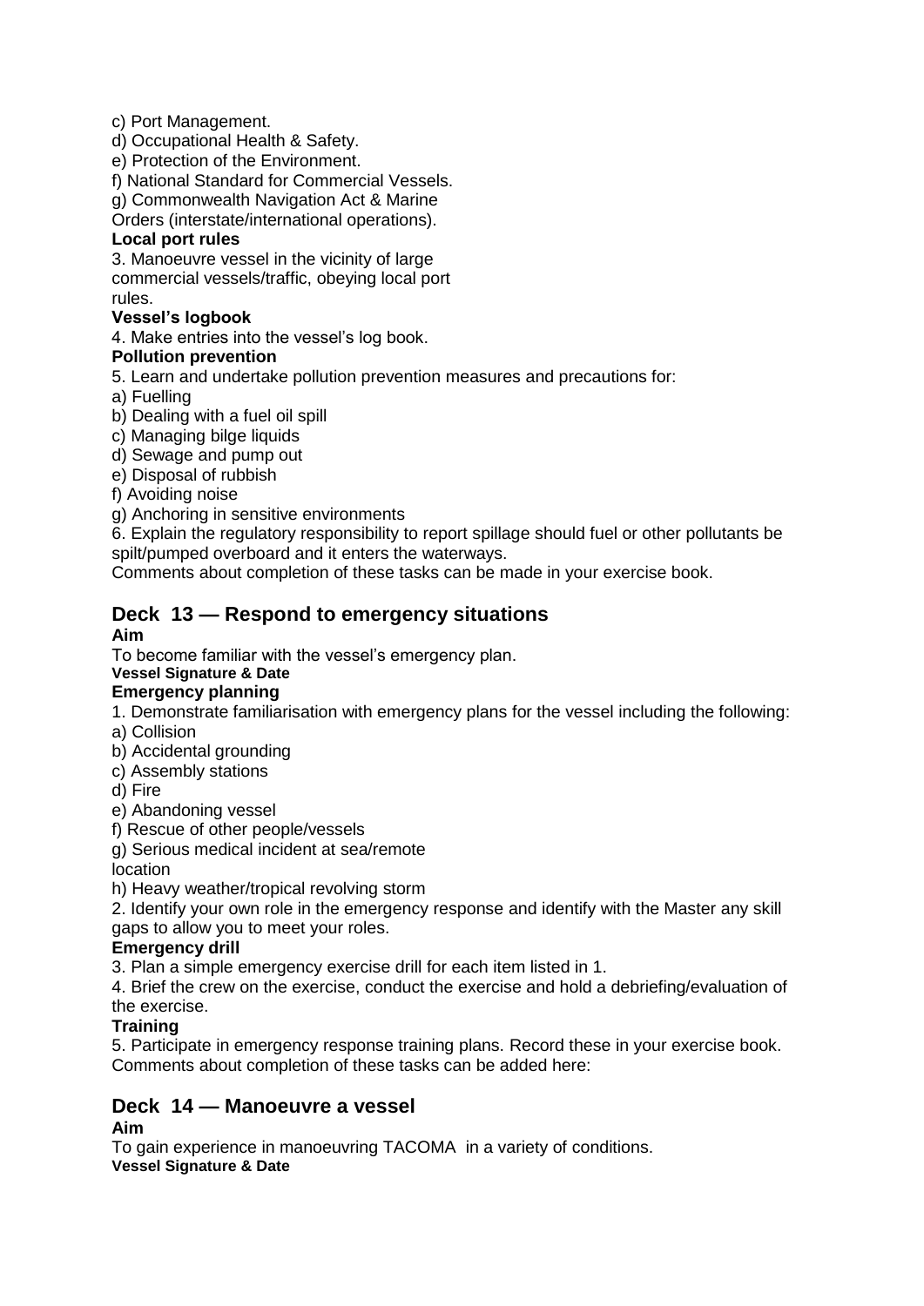c) Port Management.
d) Occupational Health & Safety.
e) Protection of the Environment.
f) National Standard for Commercial Vessels.
g) Commonwealth Navigation Act & Marine Orders (interstate/international operations).

**Local port rules**

3. Manoeuvre vessel in the vicinity of large commercial vessels/traffic, obeying local port rules.

**Vessel's logbook**

4. Make entries into the vessel's log book.

**Pollution prevention**

5. Learn and undertake pollution prevention measures and precautions for:
a) Fuelling
b) Dealing with a fuel oil spill
c) Managing bilge liquids
d) Sewage and pump out
e) Disposal of rubbish
f) Avoiding noise
g) Anchoring in sensitive environments

6. Explain the regulatory responsibility to report spillage should fuel or other pollutants be spilt/pumped overboard and it enters the waterways.

Comments about completion of these tasks can be made in your exercise book.

## Deck 13 — Respond to emergency situations

**Aim**

To become familiar with the vessel's emergency plan.

**Vessel Signature & Date**

**Emergency planning**

1. Demonstrate familiarisation with emergency plans for the vessel including the following:
a) Collision
b) Accidental grounding
c) Assembly stations
d) Fire
e) Abandoning vessel
f) Rescue of other people/vessels
g) Serious medical incident at sea/remote location
h) Heavy weather/tropical revolving storm

2. Identify your own role in the emergency response and identify with the Master any skill gaps to allow you to meet your roles.

**Emergency drill**

3. Plan a simple emergency exercise drill for each item listed in 1.

4. Brief the crew on the exercise, conduct the exercise and hold a debriefing/evaluation of the exercise.

**Training**

5. Participate in emergency response training plans. Record these in your exercise book.

Comments about completion of these tasks can be added here:

## Deck 14 — Manoeuvre a vessel

**Aim**

To gain experience in manoeuvring TACOMA in a variety of conditions.

**Vessel Signature & Date**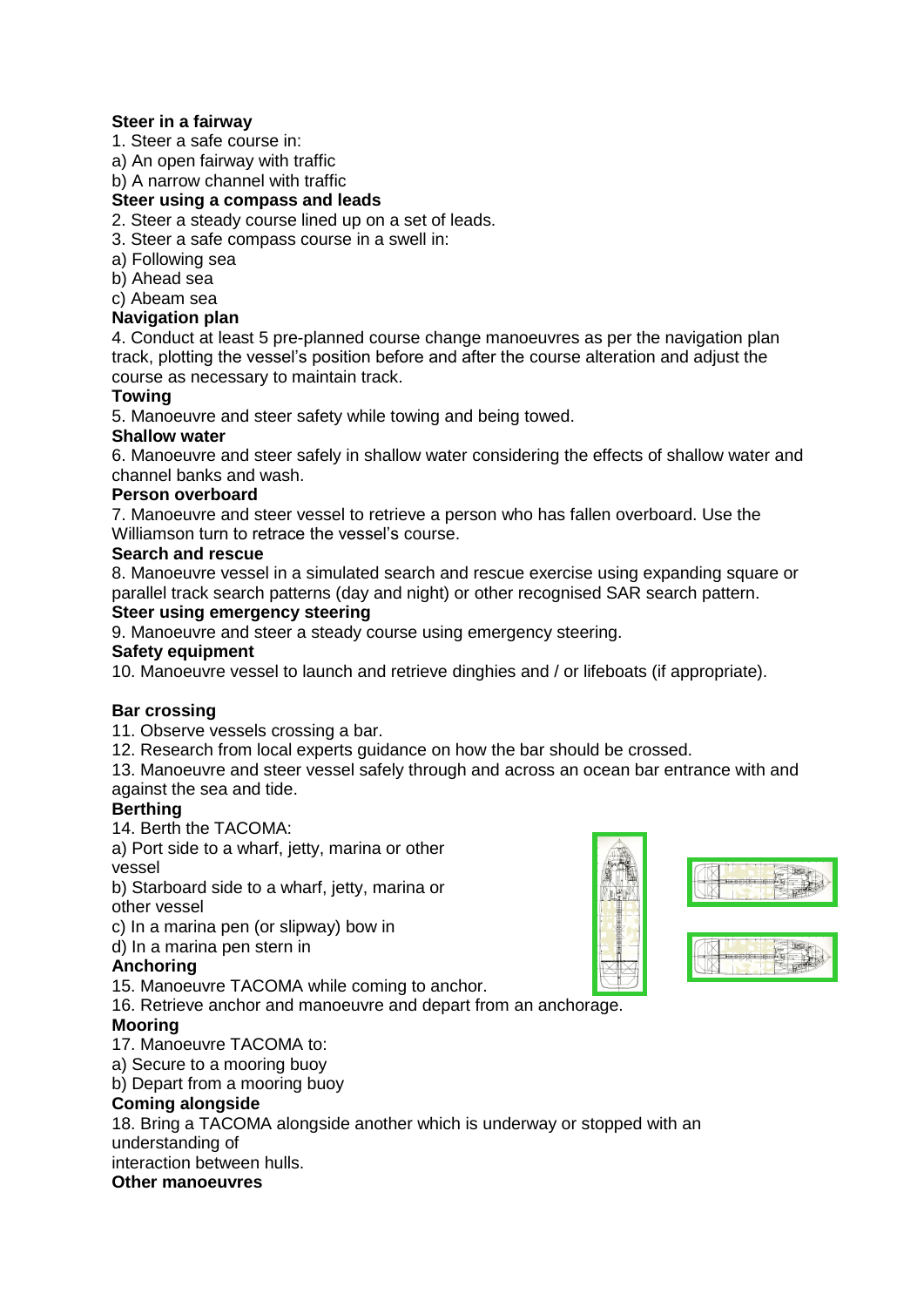**Steer in a fairway**

1. Steer a safe course in:
a) An open fairway with traffic
b) A narrow channel with traffic

**Steer using a compass and leads**

2. Steer a steady course lined up on a set of leads.
3. Steer a safe compass course in a swell in:
a) Following sea
b) Ahead sea
c) Abeam sea

**Navigation plan**

4. Conduct at least 5 pre-planned course change manoeuvres as per the navigation plan track, plotting the vessel's position before and after the course alteration and adjust the course as necessary to maintain track.

**Towing**

5. Manoeuvre and steer safety while towing and being towed.

**Shallow water**

6. Manoeuvre and steer safely in shallow water considering the effects of shallow water and channel banks and wash.

**Person overboard**

7. Manoeuvre and steer vessel to retrieve a person who has fallen overboard. Use the Williamson turn to retrace the vessel's course.

**Search and rescue**

8. Manoeuvre vessel in a simulated search and rescue exercise using expanding square or parallel track search patterns (day and night) or other recognised SAR search pattern.

**Steer using emergency steering**

9. Manoeuvre and steer a steady course using emergency steering.

**Safety equipment**

10. Manoeuvre vessel to launch and retrieve dinghies and / or lifeboats (if appropriate).

**Bar crossing**

11. Observe vessels crossing a bar.
12. Research from local experts guidance on how the bar should be crossed.
13. Manoeuvre and steer vessel safely through and across an ocean bar entrance with and against the sea and tide.

**Berthing**

14. Berth the TACOMA:
a) Port side to a wharf, jetty, marina or other vessel
b) Starboard side to a wharf, jetty, marina or other vessel
c) In a marina pen (or slipway) bow in
d) In a marina pen stern in

**Anchoring**

15. Manoeuvre TACOMA while coming to anchor.
16. Retrieve anchor and manoeuvre and depart from an anchorage.

**Mooring**

17. Manoeuvre TACOMA to:
a) Secure to a mooring buoy
b) Depart from a mooring buoy

**Coming alongside**

18. Bring a TACOMA alongside another which is underway or stopped with an understanding of interaction between hulls.

**Other manoeuvres**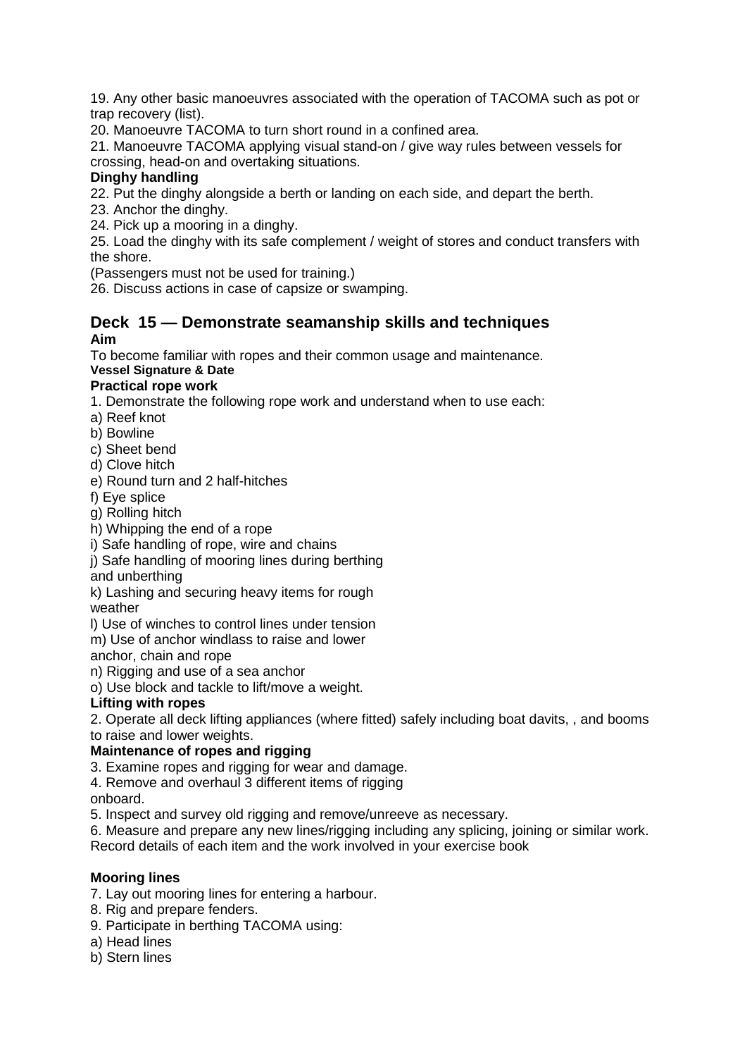19. Any other basic manoeuvres associated with the operation of TACOMA such as pot or trap recovery (list).
20. Manoeuvre TACOMA to turn short round in a confined area.
21. Manoeuvre TACOMA applying visual stand-on / give way rules between vessels for crossing, head-on and overtaking situations.

**Dinghy handling**

22. Put the dinghy alongside a berth or landing on each side, and depart the berth.
23. Anchor the dinghy.
24. Pick up a mooring in a dinghy.
25. Load the dinghy with its safe complement / weight of stores and conduct transfers with the shore.

(Passengers must not be used for training.)

26. Discuss actions in case of capsize or swamping.

## Deck 15 — Demonstrate seamanship skills and techniques

**Aim**

To become familiar with ropes and their common usage and maintenance.

**Vessel Signature & Date**

**Practical rope work**

1. Demonstrate the following rope work and understand when to use each:

a) Reef knot
b) Bowline
c) Sheet bend
d) Clove hitch
e) Round turn and 2 half-hitches
f) Eye splice
g) Rolling hitch
h) Whipping the end of a rope
i) Safe handling of rope, wire and chains
j) Safe handling of mooring lines during berthing and unberthing
k) Lashing and securing heavy items for rough weather
l) Use of winches to control lines under tension
m) Use of anchor windlass to raise and lower anchor, chain and rope
n) Rigging and use of a sea anchor
o) Use block and tackle to lift/move a weight.

**Lifting with ropes**

2. Operate all deck lifting appliances (where fitted) safely including boat davits, , and booms to raise and lower weights.

**Maintenance of ropes and rigging**

3. Examine ropes and rigging for wear and damage.
4. Remove and overhaul 3 different items of rigging onboard.
5. Inspect and survey old rigging and remove/unreeve as necessary.
6. Measure and prepare any new lines/rigging including any splicing, joining or similar work.

Record details of each item and the work involved in your exercise book

**Mooring lines**

7. Lay out mooring lines for entering a harbour.
8. Rig and prepare fenders.
9. Participate in berthing TACOMA using:

a) Head lines
b) Stern lines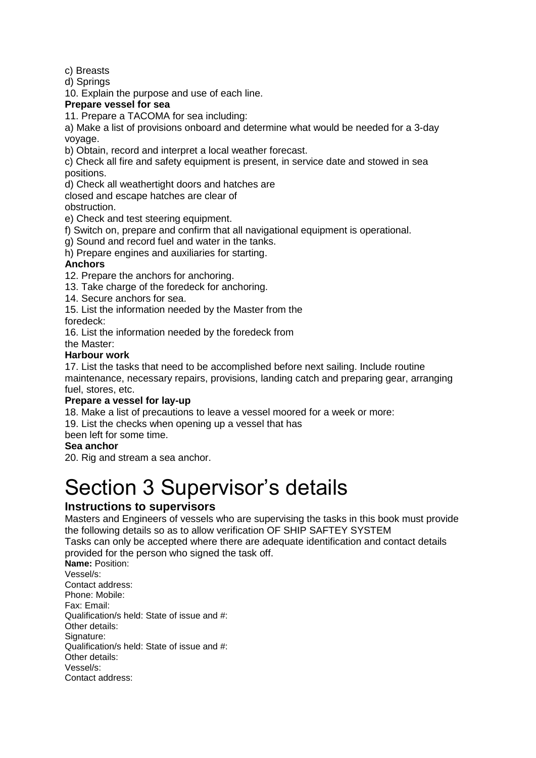c) Breasts

d) Springs

10. Explain the purpose and use of each line.

**Prepare vessel for sea**

11. Prepare a TACOMA for sea including:

a) Make a list of provisions onboard and determine what would be needed for a 3-day voyage.

b) Obtain, record and interpret a local weather forecast.

c) Check all fire and safety equipment is present, in service date and stowed in sea positions.

d) Check all weathertight doors and hatches are closed and escape hatches are clear of obstruction.

e) Check and test steering equipment.

f) Switch on, prepare and confirm that all navigational equipment is operational.

g) Sound and record fuel and water in the tanks.

h) Prepare engines and auxiliaries for starting.

**Anchors**

12. Prepare the anchors for anchoring.

13. Take charge of the foredeck for anchoring.

14. Secure anchors for sea.

15. List the information needed by the Master from the foredeck:

16. List the information needed by the foredeck from the Master:

**Harbour work**

17. List the tasks that need to be accomplished before next sailing. Include routine maintenance, necessary repairs, provisions, landing catch and preparing gear, arranging fuel, stores, etc.

**Prepare a vessel for lay-up**

18. Make a list of precautions to leave a vessel moored for a week or more:

19. List the checks when opening up a vessel that has been left for some time.

**Sea anchor**

20. Rig and stream a sea anchor.

# Section 3 Supervisor's details

### Instructions to supervisors

Masters and Engineers of vessels who are supervising the tasks in this book must provide the following details so as to allow verification OF SHIP SAFTEY SYSTEM

Tasks can only be accepted where there are adequate identification and contact details provided for the person who signed the task off.

**Name:** Position:

Vessel/s:

Contact address:

Phone: Mobile:

Fax: Email:

Qualification/s held: State of issue and #:

Other details:

Signature:

Qualification/s held: State of issue and #:

Other details:

Vessel/s:

Contact address: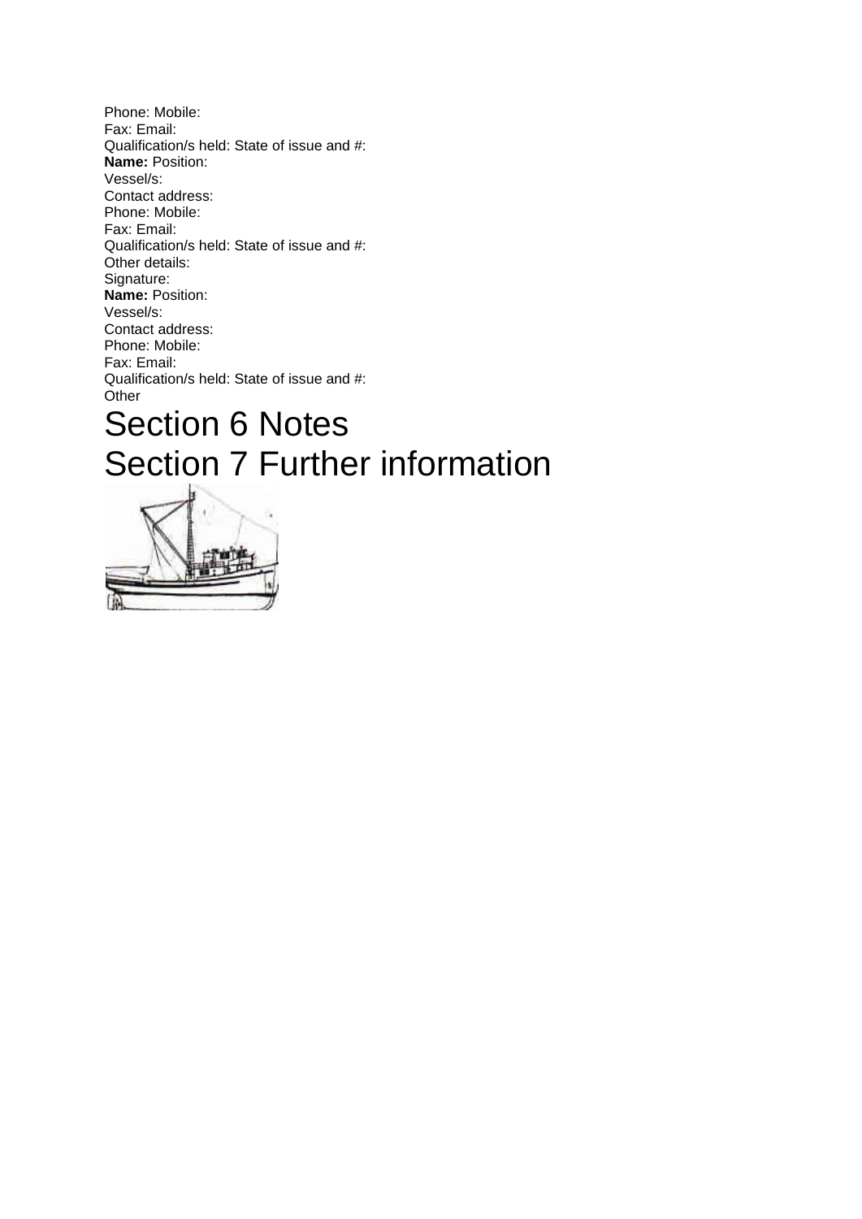Phone: Mobile:
Fax: Email:
Qualification/s held: State of issue and #:
**Name:** Position:
Vessel/s:
Contact address:
Phone: Mobile:
Fax: Email:
Qualification/s held: State of issue and #:
Other details:
Signature:
**Name:** Position:
Vessel/s:
Contact address:
Phone: Mobile:
Fax: Email:
Qualification/s held: State of issue and #:
Other

# Section 6 Notes

# Section 7 Further information